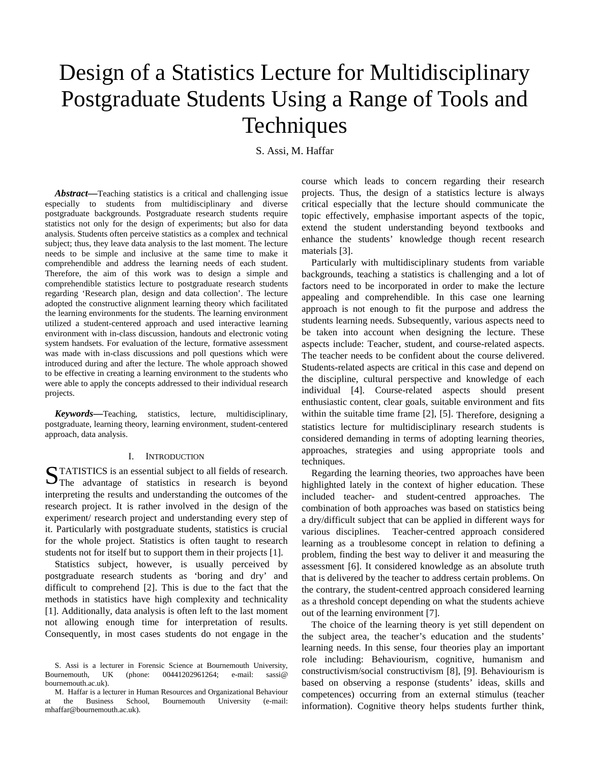# Design of a Statistics Lecture for Multidisciplinary Postgraduate Students Using a Range of Tools and Techniques

S. Assi, M. Haffar

***Abstract*—**Teaching statistics is a critical and challenging issue especially to students from multidisciplinary and diverse postgraduate backgrounds. Postgraduate research students require statistics not only for the design of experiments; but also for data analysis. Students often perceive statistics as a complex and technical subject; thus, they leave data analysis to the last moment. The lecture needs to be simple and inclusive at the same time to make it comprehendible and address the learning needs of each student. Therefore, the aim of this work was to design a simple and comprehendible statistics lecture to postgraduate research students regarding 'Research plan, design and data collection'. The lecture adopted the constructive alignment learning theory which facilitated the learning environments for the students. The learning environment utilized a student-centered approach and used interactive learning environment with in-class discussion, handouts and electronic voting system handsets. For evaluation of the lecture, formative assessment was made with in-class discussions and poll questions which were introduced during and after the lecture. The whole approach showed to be effective in creating a learning environment to the students who were able to apply the concepts addressed to their individual research projects.

***Keywords*—**Teaching, statistics, lecture, multidisciplinary, postgraduate, learning theory, learning environment, student-centered approach, data analysis.

## I. Introduction

STATISTICS is an essential subject to all fields of research. The advantage of statistics in research is beyond interpreting the results and understanding the outcomes of the research project. It is rather involved in the design of the experiment/ research project and understanding every step of it. Particularly with postgraduate students, statistics is crucial for the whole project. Statistics is often taught to research students not for itself but to support them in their projects [1].

Statistics subject, however, is usually perceived by postgraduate research students as 'boring and dry' and difficult to comprehend [2]. This is due to the fact that the methods in statistics have high complexity and technicality [1]. Additionally, data analysis is often left to the last moment not allowing enough time for interpretation of results. Consequently, in most cases students do not engage in the course which leads to concern regarding their research projects. Thus, the design of a statistics lecture is always critical especially that the lecture should communicate the topic effectively, emphasise important aspects of the topic, extend the student understanding beyond textbooks and enhance the students' knowledge though recent research materials [3].

Particularly with multidisciplinary students from variable backgrounds, teaching a statistics is challenging and a lot of factors need to be incorporated in order to make the lecture appealing and comprehendible. In this case one learning approach is not enough to fit the purpose and address the students learning needs. Subsequently, various aspects need to be taken into account when designing the lecture. These aspects include: Teacher, student, and course-related aspects. The teacher needs to be confident about the course delivered. Students-related aspects are critical in this case and depend on the discipline, cultural perspective and knowledge of each individual [4]. Course-related aspects should present enthusiastic content, clear goals, suitable environment and fits within the suitable time frame [2], [5]. Therefore, designing a statistics lecture for multidisciplinary research students is considered demanding in terms of adopting learning theories, approaches, strategies and using appropriate tools and techniques.

Regarding the learning theories, two approaches have been highlighted lately in the context of higher education. These included teacher- and student-centred approaches. The combination of both approaches was based on statistics being a dry/difficult subject that can be applied in different ways for various disciplines. Teacher-centred approach considered learning as a troublesome concept in relation to defining a problem, finding the best way to deliver it and measuring the assessment [6]. It considered knowledge as an absolute truth that is delivered by the teacher to address certain problems. On the contrary, the student-centred approach considered learning as a threshold concept depending on what the students achieve out of the learning environment [7].

The choice of the learning theory is yet still dependent on the subject area, the teacher's education and the students' learning needs. In this sense, four theories play an important role including: Behaviourism, cognitive, humanism and constructivism/social constructivism [8], [9]. Behaviourism is based on observing a response (students' ideas, skills and competences) occurring from an external stimulus (teacher information). Cognitive theory helps students further think,

S. Assi is a lecturer in Forensic Science at Bournemouth University, Bournemouth, UK (phone: 00441202961264; e-mail: sassi@bournemouth.ac.uk).

M. Haffar is a lecturer in Human Resources and Organizational Behaviour at the Business School, Bournemouth University (e-mail: mhaffar@bournemouth.ac.uk).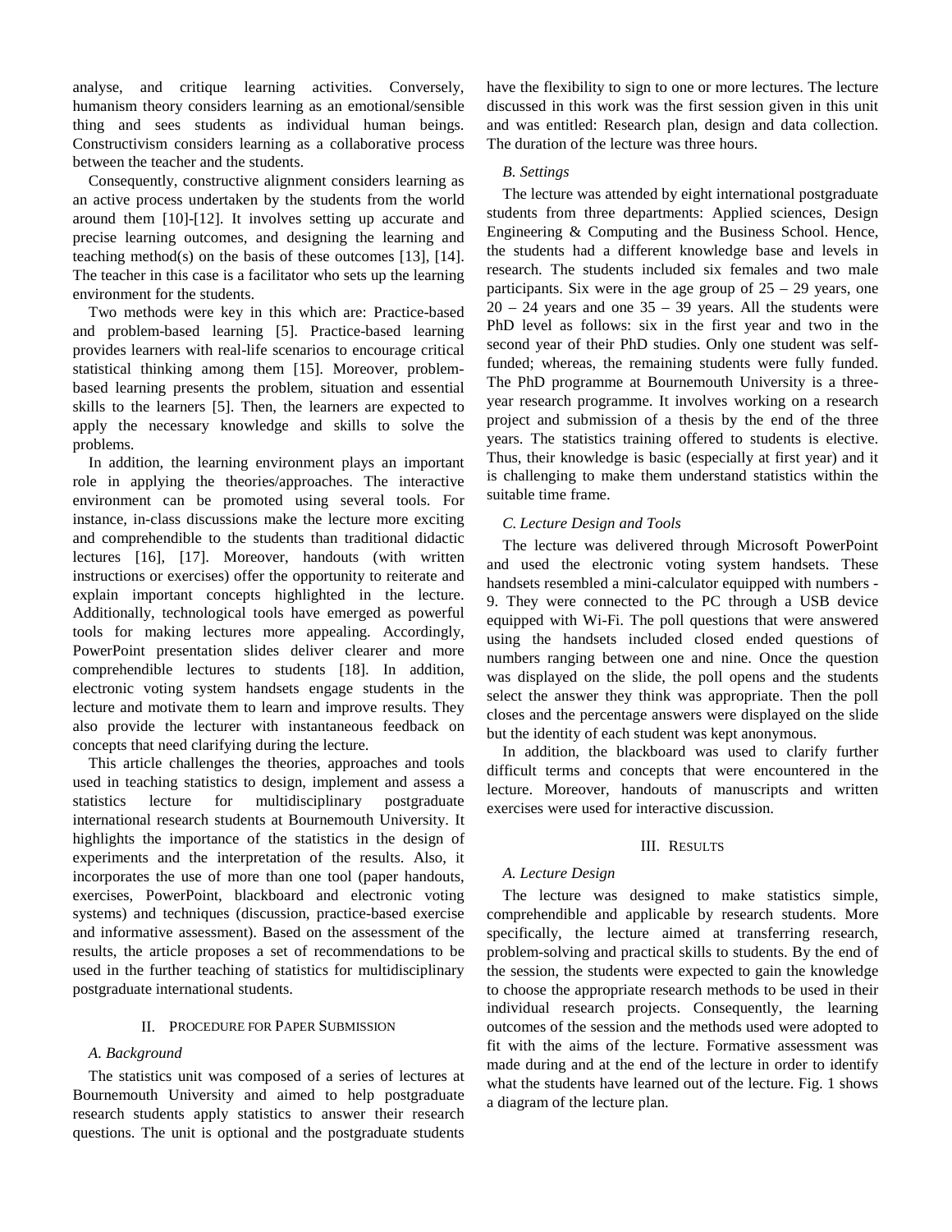analyse, and critique learning activities. Conversely, humanism theory considers learning as an emotional/sensible thing and sees students as individual human beings. Constructivism considers learning as a collaborative process between the teacher and the students.

Consequently, constructive alignment considers learning as an active process undertaken by the students from the world around them [10]-[12]. It involves setting up accurate and precise learning outcomes, and designing the learning and teaching method(s) on the basis of these outcomes [13], [14]. The teacher in this case is a facilitator who sets up the learning environment for the students.

Two methods were key in this which are: Practice-based and problem-based learning [5]. Practice-based learning provides learners with real-life scenarios to encourage critical statistical thinking among them [15]. Moreover, problem-based learning presents the problem, situation and essential skills to the learners [5]. Then, the learners are expected to apply the necessary knowledge and skills to solve the problems.

In addition, the learning environment plays an important role in applying the theories/approaches. The interactive environment can be promoted using several tools. For instance, in-class discussions make the lecture more exciting and comprehendible to the students than traditional didactic lectures [16], [17]. Moreover, handouts (with written instructions or exercises) offer the opportunity to reiterate and explain important concepts highlighted in the lecture. Additionally, technological tools have emerged as powerful tools for making lectures more appealing. Accordingly, PowerPoint presentation slides deliver clearer and more comprehendible lectures to students [18]. In addition, electronic voting system handsets engage students in the lecture and motivate them to learn and improve results. They also provide the lecturer with instantaneous feedback on concepts that need clarifying during the lecture.

This article challenges the theories, approaches and tools used in teaching statistics to design, implement and assess a statistics lecture for multidisciplinary postgraduate international research students at Bournemouth University. It highlights the importance of the statistics in the design of experiments and the interpretation of the results. Also, it incorporates the use of more than one tool (paper handouts, exercises, PowerPoint, blackboard and electronic voting systems) and techniques (discussion, practice-based exercise and informative assessment). Based on the assessment of the results, the article proposes a set of recommendations to be used in the further teaching of statistics for multidisciplinary postgraduate international students.

## II. Procedure for Paper Submission

### *A. Background*

The statistics unit was composed of a series of lectures at Bournemouth University and aimed to help postgraduate research students apply statistics to answer their research questions. The unit is optional and the postgraduate students have the flexibility to sign to one or more lectures. The lecture discussed in this work was the first session given in this unit and was entitled: Research plan, design and data collection. The duration of the lecture was three hours.

### *B. Settings*

The lecture was attended by eight international postgraduate students from three departments: Applied sciences, Design Engineering & Computing and the Business School. Hence, the students had a different knowledge base and levels in research. The students included six females and two male participants. Six were in the age group of 25 – 29 years, one 20 – 24 years and one 35 – 39 years. All the students were PhD level as follows: six in the first year and two in the second year of their PhD studies. Only one student was self-funded; whereas, the remaining students were fully funded. The PhD programme at Bournemouth University is a three-year research programme. It involves working on a research project and submission of a thesis by the end of the three years. The statistics training offered to students is elective. Thus, their knowledge is basic (especially at first year) and it is challenging to make them understand statistics within the suitable time frame.

### *C. Lecture Design and Tools*

The lecture was delivered through Microsoft PowerPoint and used the electronic voting system handsets. These handsets resembled a mini-calculator equipped with numbers - 9. They were connected to the PC through a USB device equipped with Wi-Fi. The poll questions that were answered using the handsets included closed ended questions of numbers ranging between one and nine. Once the question was displayed on the slide, the poll opens and the students select the answer they think was appropriate. Then the poll closes and the percentage answers were displayed on the slide but the identity of each student was kept anonymous.

In addition, the blackboard was used to clarify further difficult terms and concepts that were encountered in the lecture. Moreover, handouts of manuscripts and written exercises were used for interactive discussion.

## III. Results

### *A. Lecture Design*

The lecture was designed to make statistics simple, comprehendible and applicable by research students. More specifically, the lecture aimed at transferring research, problem-solving and practical skills to students. By the end of the session, the students were expected to gain the knowledge to choose the appropriate research methods to be used in their individual research projects. Consequently, the learning outcomes of the session and the methods used were adopted to fit with the aims of the lecture. Formative assessment was made during and at the end of the lecture in order to identify what the students have learned out of the lecture. Fig. 1 shows a diagram of the lecture plan.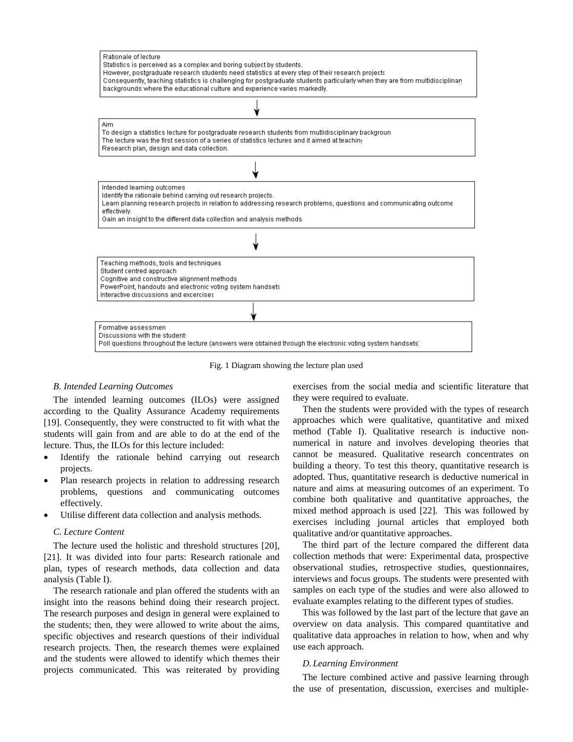Rationale of lecture
Statistics is perceived as a complex and boring subject by students.
However, postgraduate research students need statistics at every step of their research projects
Consequently, teaching statistics is challenging for postgraduate students particularly when they are from multidisciplinary backgrounds where the educational culture and experience varies markedly.

↓

Aim
To design a statistics lecture for postgraduate research students from mutlidisciplinary backgroun
The lecture was the first session of a series of statistics lectures and it aimed at teaching
Research plan, design and data collection.

↓

Intended learning outcomes
Identify the rationale behind carrying out research projects.
Learn planning research projects in relation to addressing research problems, questions and communicating outcome effectively.
Gain an insight to the different data collection and analysis methods

↓

Teaching methods, tools and techniques
Student centred approach
Cognitive and constructive alignment methods
PowerPoint, handouts and electronic voting system handsets
Interactive discussions and excercises

↓

Formative assessmen
Discussions with the students
Poll questions throughout the lecture (answers were obtained through the electronic voting system handsets)

Fig. 1 Diagram showing the lecture plan used

### *B. Intended Learning Outcomes*

The intended learning outcomes (ILOs) were assigned according to the Quality Assurance Academy requirements [19]. Consequently, they were constructed to fit with what the students will gain from and are able to do at the end of the lecture. Thus, the ILOs for this lecture included:

- Identify the rationale behind carrying out research projects.
- Plan research projects in relation to addressing research problems, questions and communicating outcomes effectively.
- Utilise different data collection and analysis methods.

### *C. Lecture Content*

The lecture used the holistic and threshold structures [20], [21]. It was divided into four parts: Research rationale and plan, types of research methods, data collection and data analysis (Table I).

The research rationale and plan offered the students with an insight into the reasons behind doing their research project. The research purposes and design in general were explained to the students; then, they were allowed to write about the aims, specific objectives and research questions of their individual research projects. Then, the research themes were explained and the students were allowed to identify which themes their projects communicated. This was reiterated by providing exercises from the social media and scientific literature that they were required to evaluate.

Then the students were provided with the types of research approaches which were qualitative, quantitative and mixed method (Table I). Qualitative research is inductive non-numerical in nature and involves developing theories that cannot be measured. Qualitative research concentrates on building a theory. To test this theory, quantitative research is adopted. Thus, quantitative research is deductive numerical in nature and aims at measuring outcomes of an experiment. To combine both qualitative and quantitative approaches, the mixed method approach is used [22]. This was followed by exercises including journal articles that employed both qualitative and/or quantitative approaches.

The third part of the lecture compared the different data collection methods that were: Experimental data, prospective observational studies, retrospective studies, questionnaires, interviews and focus groups. The students were presented with samples on each type of the studies and were also allowed to evaluate examples relating to the different types of studies.

This was followed by the last part of the lecture that gave an overview on data analysis. This compared quantitative and qualitative data approaches in relation to how, when and why use each approach.

### *D. Learning Environment*

The lecture combined active and passive learning through the use of presentation, discussion, exercises and multiple-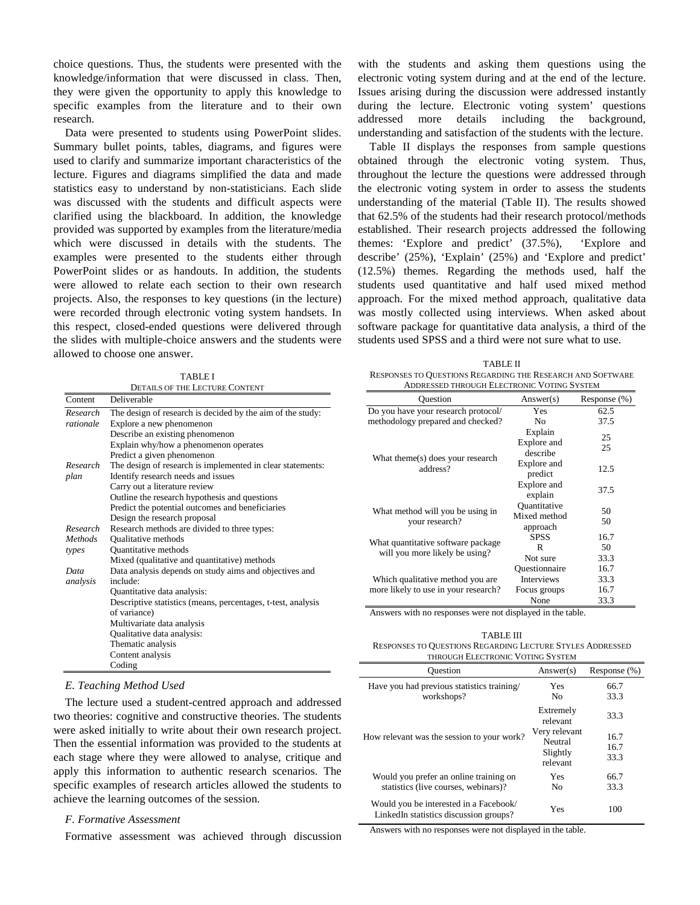choice questions. Thus, the students were presented with the knowledge/information that were discussed in class. Then, they were given the opportunity to apply this knowledge to specific examples from the literature and to their own research.

Data were presented to students using PowerPoint slides. Summary bullet points, tables, diagrams, and figures were used to clarify and summarize important characteristics of the lecture. Figures and diagrams simplified the data and made statistics easy to understand by non-statisticians. Each slide was discussed with the students and difficult aspects were clarified using the blackboard. In addition, the knowledge provided was supported by examples from the literature/media which were discussed in details with the students. The examples were presented to the students either through PowerPoint slides or as handouts. In addition, the students were allowed to relate each section to their own research projects. Also, the responses to key questions (in the lecture) were recorded through electronic voting system handsets. In this respect, closed-ended questions were delivered through the slides with multiple-choice answers and the students were allowed to choose one answer.

TABLE I
DETAILS OF THE LECTURE CONTENT

| Content | Deliverable |
|---|---|
| *Research rationale* | The design of research is decided by the aim of the study: |
| | Explore a new phenomenon |
| | Describe an existing phenomenon |
| | Explain why/how a phenomenon operates |
| | Predict a given phenomenon |
| *Research plan* | The design of research is implemented in clear statements: |
| | Identify research needs and issues |
| | Carry out a literature review |
| | Outline the research hypothesis and questions |
| | Predict the potential outcomes and beneficiaries |
| | Design the research proposal |
| *Research Methods types* | Research methods are divided to three types: |
| | Qualitative methods |
| | Quantitative methods |
| | Mixed (qualitative and quantitative) methods |
| *Data analysis* | Data analysis depends on study aims and objectives and include: |
| | Quantitative data analysis: |
| | Descriptive statistics (means, percentages, t-test, analysis of variance) |
| | Multivariate data analysis |
| | Qualitative data analysis: |
| | Thematic analysis |
| | Content analysis |
| | Coding |

### *E. Teaching Method Used*

The lecture used a student-centred approach and addressed two theories: cognitive and constructive theories. The students were asked initially to write about their own research project. Then the essential information was provided to the students at each stage where they were allowed to analyse, critique and apply this information to authentic research scenarios. The specific examples of research articles allowed the students to achieve the learning outcomes of the session.

### *F. Formative Assessment*

Formative assessment was achieved through discussion with the students and asking them questions using the electronic voting system during and at the end of the lecture. Issues arising during the discussion were addressed instantly during the lecture. Electronic voting system' questions addressed more details including the background, understanding and satisfaction of the students with the lecture.

Table II displays the responses from sample questions obtained through the electronic voting system. Thus, throughout the lecture the questions were addressed through the electronic voting system in order to assess the students understanding of the material (Table II). The results showed that 62.5% of the students had their research protocol/methods established. Their research projects addressed the following themes: 'Explore and predict' (37.5%), 'Explore and describe' (25%), 'Explain' (25%) and 'Explore and predict' (12.5%) themes. Regarding the methods used, half the students used quantitative and half used mixed method approach. For the mixed method approach, qualitative data was mostly collected using interviews. When asked about software package for quantitative data analysis, a third of the students used SPSS and a third were not sure what to use.

TABLE II
RESPONSES TO QUESTIONS REGARDING THE RESEARCH AND SOFTWARE ADDRESSED THROUGH ELECTRONIC VOTING SYSTEM

| Question | Answer(s) | Response (%) |
|---|---|---|
| Do you have your research protocol/ methodology prepared and checked? | Yes | 62.5 |
| | No | 37.5 |
| What theme(s) does your research address? | Explain | 25 |
| | Explore and describe | 25 |
| | Explore and predict | 12.5 |
| | Explore and explain | 37.5 |
| What method will you be using in your research? | Quantitative | 50 |
| | Mixed method approach | 50 |
| What quantitative software package will you more likely be using? | SPSS | 16.7 |
| | R | 50 |
| | Not sure | 33.3 |
| Which qualitative method you are more likely to use in your research? | Questionnaire | 16.7 |
| | Interviews | 33.3 |
| | Focus groups | 16.7 |
| | None | 33.3 |

Answers with no responses were not displayed in the table.

TABLE III
RESPONSES TO QUESTIONS REGARDING LECTURE STYLES ADDRESSED THROUGH ELECTRONIC VOTING SYSTEM

| Question | Answer(s) | Response (%) |
|---|---|---|
| Have you had previous statistics training/ workshops? | Yes | 66.7 |
| | No | 33.3 |
| How relevant was the session to your work? | Extremely relevant | 33.3 |
| | Very relevant | 16.7 |
| | Neutral | 16.7 |
| | Slightly relevant | 33.3 |
| Would you prefer an online training on statistics (live courses, webinars)? | Yes | 66.7 |
| | No | 33.3 |
| Would you be interested in a Facebook/ LinkedIn statistics discussion groups? | Yes | 100 |

Answers with no responses were not displayed in the table.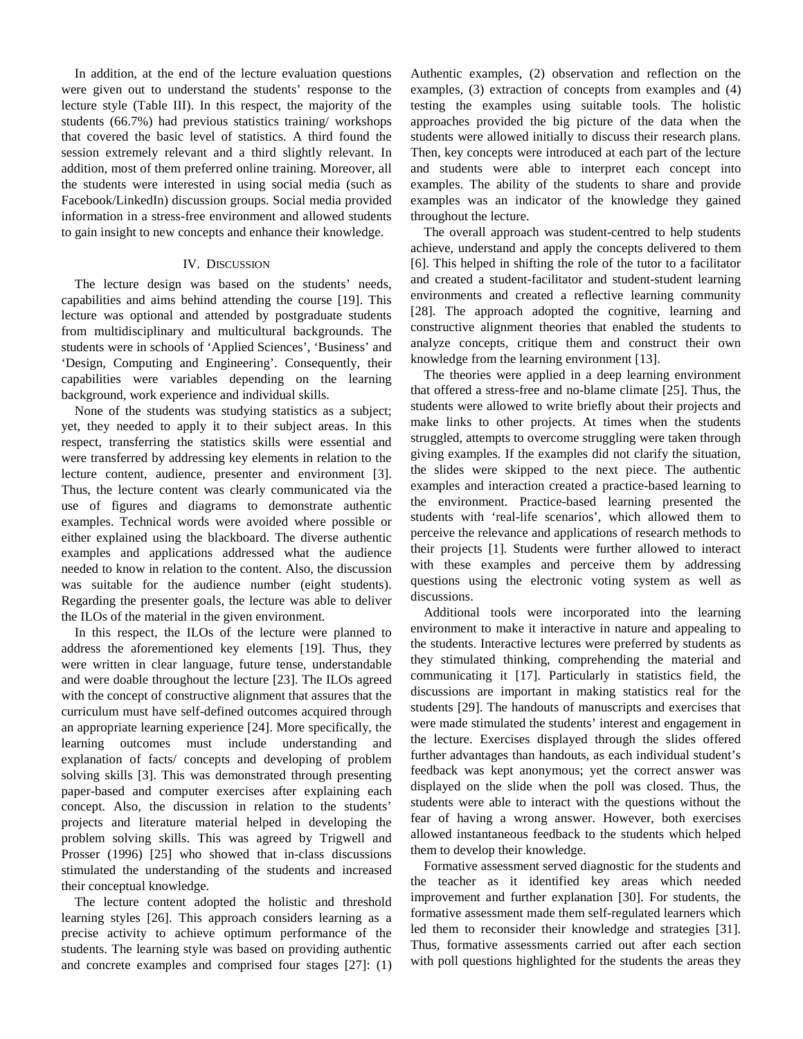In addition, at the end of the lecture evaluation questions were given out to understand the students' response to the lecture style (Table III). In this respect, the majority of the students (66.7%) had previous statistics training/ workshops that covered the basic level of statistics. A third found the session extremely relevant and a third slightly relevant. In addition, most of them preferred online training. Moreover, all the students were interested in using social media (such as Facebook/LinkedIn) discussion groups. Social media provided information in a stress-free environment and allowed students to gain insight to new concepts and enhance their knowledge.

## IV. Discussion

The lecture design was based on the students' needs, capabilities and aims behind attending the course [19]. This lecture was optional and attended by postgraduate students from multidisciplinary and multicultural backgrounds. The students were in schools of 'Applied Sciences', 'Business' and 'Design, Computing and Engineering'. Consequently, their capabilities were variables depending on the learning background, work experience and individual skills.

None of the students was studying statistics as a subject; yet, they needed to apply it to their subject areas. In this respect, transferring the statistics skills were essential and were transferred by addressing key elements in relation to the lecture content, audience, presenter and environment [3]. Thus, the lecture content was clearly communicated via the use of figures and diagrams to demonstrate authentic examples. Technical words were avoided where possible or either explained using the blackboard. The diverse authentic examples and applications addressed what the audience needed to know in relation to the content. Also, the discussion was suitable for the audience number (eight students). Regarding the presenter goals, the lecture was able to deliver the ILOs of the material in the given environment.

In this respect, the ILOs of the lecture were planned to address the aforementioned key elements [19]. Thus, they were written in clear language, future tense, understandable and were doable throughout the lecture [23]. The ILOs agreed with the concept of constructive alignment that assures that the curriculum must have self-defined outcomes acquired through an appropriate learning experience [24]. More specifically, the learning outcomes must include understanding and explanation of facts/ concepts and developing of problem solving skills [3]. This was demonstrated through presenting paper-based and computer exercises after explaining each concept. Also, the discussion in relation to the students' projects and literature material helped in developing the problem solving skills. This was agreed by Trigwell and Prosser (1996) [25] who showed that in-class discussions stimulated the understanding of the students and increased their conceptual knowledge.

The lecture content adopted the holistic and threshold learning styles [26]. This approach considers learning as a precise activity to achieve optimum performance of the students. The learning style was based on providing authentic and concrete examples and comprised four stages [27]: (1) Authentic examples, (2) observation and reflection on the examples, (3) extraction of concepts from examples and (4) testing the examples using suitable tools. The holistic approaches provided the big picture of the data when the students were allowed initially to discuss their research plans. Then, key concepts were introduced at each part of the lecture and students were able to interpret each concept into examples. The ability of the students to share and provide examples was an indicator of the knowledge they gained throughout the lecture.

The overall approach was student-centred to help students achieve, understand and apply the concepts delivered to them [6]. This helped in shifting the role of the tutor to a facilitator and created a student-facilitator and student-student learning environments and created a reflective learning community [28]. The approach adopted the cognitive, learning and constructive alignment theories that enabled the students to analyze concepts, critique them and construct their own knowledge from the learning environment [13].

The theories were applied in a deep learning environment that offered a stress-free and no-blame climate [25]. Thus, the students were allowed to write briefly about their projects and make links to other projects. At times when the students struggled, attempts to overcome struggling were taken through giving examples. If the examples did not clarify the situation, the slides were skipped to the next piece. The authentic examples and interaction created a practice-based learning to the environment. Practice-based learning presented the students with 'real-life scenarios', which allowed them to perceive the relevance and applications of research methods to their projects [1]. Students were further allowed to interact with these examples and perceive them by addressing questions using the electronic voting system as well as discussions.

Additional tools were incorporated into the learning environment to make it interactive in nature and appealing to the students. Interactive lectures were preferred by students as they stimulated thinking, comprehending the material and communicating it [17]. Particularly in statistics field, the discussions are important in making statistics real for the students [29]. The handouts of manuscripts and exercises that were made stimulated the students' interest and engagement in the lecture. Exercises displayed through the slides offered further advantages than handouts, as each individual student's feedback was kept anonymous; yet the correct answer was displayed on the slide when the poll was closed. Thus, the students were able to interact with the questions without the fear of having a wrong answer. However, both exercises allowed instantaneous feedback to the students which helped them to develop their knowledge.

Formative assessment served diagnostic for the students and the teacher as it identified key areas which needed improvement and further explanation [30]. For students, the formative assessment made them self-regulated learners which led them to reconsider their knowledge and strategies [31]. Thus, formative assessments carried out after each section with poll questions highlighted for the students the areas they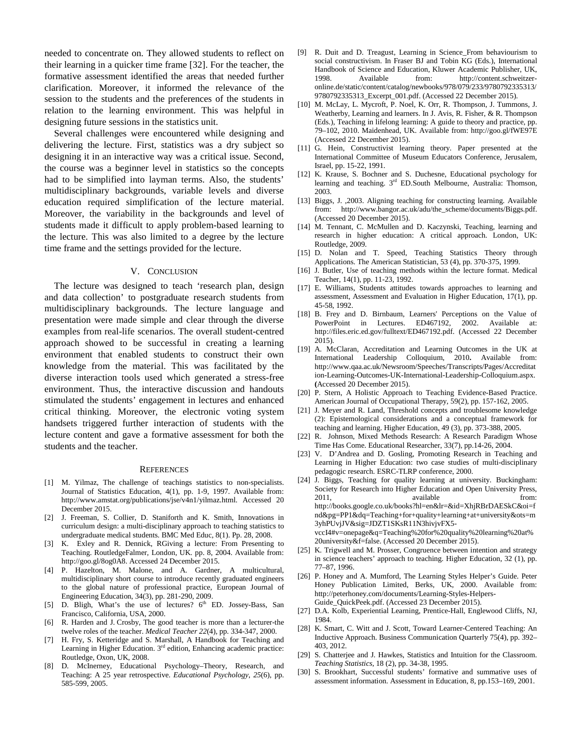needed to concentrate on. They allowed students to reflect on their learning in a quicker time frame [32]. For the teacher, the formative assessment identified the areas that needed further clarification. Moreover, it informed the relevance of the session to the students and the preferences of the students in relation to the learning environment. This was helpful in designing future sessions in the statistics unit.

Several challenges were encountered while designing and delivering the lecture. First, statistics was a dry subject so designing it in an interactive way was a critical issue. Second, the course was a beginner level in statistics so the concepts had to be simplified into layman terms. Also, the students' multidisciplinary backgrounds, variable levels and diverse education required simplification of the lecture material. Moreover, the variability in the backgrounds and level of students made it difficult to apply problem-based learning to the lecture. This was also limited to a degree by the lecture time frame and the settings provided for the lecture.

## V. Conclusion

The lecture was designed to teach 'research plan, design and data collection' to postgraduate research students from multidisciplinary backgrounds. The lecture language and presentation were made simple and clear through the diverse examples from real-life scenarios. The overall student-centred approach showed to be successful in creating a learning environment that enabled students to construct their own knowledge from the material. This was facilitated by the diverse interaction tools used which generated a stress-free environment. Thus, the interactive discussion and handouts stimulated the students' engagement in lectures and enhanced critical thinking. Moreover, the electronic voting system handsets triggered further interaction of students with the lecture content and gave a formative assessment for both the students and the teacher.

## References

[1] M. Yilmaz, The challenge of teachings statistics to non-specialists. Journal of Statistics Education, 4(1), pp. 1-9, 1997. Available from: http://www.amstat.org/publications/jse/v4n1/yilmaz.html. Accessed 20 December 2015.

[2] J. Freeman, S. Collier, D. Staniforth and K. Smith, Innovations in curriculum design: a multi-disciplinary approach to teaching statistics to undergraduate medical students. BMC Med Educ, 8(1). Pp. 28, 2008.

[3] K. Exley and R. Dennick, RGiving a lecture: From Presenting to Teaching. RoutledgeFalmer, London, UK. pp. 8, 2004. Available from: http://goo.gl/8og0A8. Accessed 24 December 2015.

[4] P. Hazelton, M. Malone, and A. Gardner, A multicultural, multidisciplinary short course to introduce recently graduated engineers to the global nature of professional practice, European Journal of Engineering Education, 34(3), pp. 281-290, 2009.

[5] D. Bligh, What's the use of lectures? 6th ED. Jossey-Bass, San Francisco, California, USA, 2000.

[6] R. Harden and J. Crosby, The good teacher is more than a lecturer-the twelve roles of the teacher. *Medical Teacher 22*(4), pp. 334-347, 2000.

[7] H. Fry, S. Ketteridge and S. Marshall, A Handbook for Teaching and Learning in Higher Education. 3rd edition, Enhancing academic practice: Routledge, Oxon, UK, 2008.

[8] D. McInerney, Educational Psychology–Theory, Research, and Teaching: A 25 year retrospective. *Educational Psychology*, *25*(6), pp. 585-599, 2005.

[9] R. Duit and D. Treagust, Learning in Science_From behaviourism to social constructivism. In Fraser BJ and Tobin KG (Eds.), International Handbook of Science and Education, Kluwer Academic Publisher, UK, 1998. Available from: http://content.schweitzer-online.de/static/content/catalog/newbooks/978/079/233/9780792335313/9780792335313_Excerpt_001.pdf. (Accessed 22 December 2015).

[10] M. McLay, L. Mycroft, P. Noel, K. Orr, R. Thompson, J. Tummons, J. Weatherby, Learning and learners. In J. Avis, R. Fisher, & R. Thompson (Eds.), Teaching in lifelong learning: A guide to theory and practice, pp. 79–102, 2010. Maidenhead, UK. Available from: http://goo.gl/fWE97E (Accessed 22 December 2015).

[11] G. Hein, Constructivist learning theory. Paper presented at the International Committee of Museum Educators Conference, Jerusalem, Israel, pp. 15-22, 1991.

[12] K. Krause, S. Bochner and S. Duchesne, Educational psychology for learning and teaching. 3rd ED.South Melbourne, Australia: Thomson, 2003.

[13] Biggs, J. ,2003. Aligning teaching for constructing learning. Available from: http://www.bangor.ac.uk/adu/the_scheme/documents/Biggs.pdf. (Accessed 20 December 2015).

[14] M. Tennant, C. McMullen and D. Kaczynski, Teaching, learning and research in higher education: A critical approach. London, UK: Routledge, 2009.

[15] D. Nolan and T. Speed, Teaching Statistics Theory through Applications. The American Statistician, 53 (4), pp. 370-375, 1999.

[16] J. Butler, Use of teaching methods within the lecture format. Medical Teacher, 14(1), pp. 11-23, 1992.

[17] E. Williams, Students attitudes towards approaches to learning and assessment, Assessment and Evaluation in Higher Education, 17(1), pp. 45-58, 1992.

[18] B. Frey and D. Birnbaum, Learners' Perceptions on the Value of PowerPoint in Lectures. ED467192, 2002. Available at: http://files.eric.ed.gov/fulltext/ED467192.pdf. (Accessed 22 December 2015).

[19] A. McClaran, Accreditation and Learning Outcomes in the UK at International Leadership Colloquium, 2010**.** Available from: http://www.qaa.ac.uk/Newsroom/Speeches/Transcripts/Pages/Accreditation-Learning-Outcomes-UK-International-Leadership-Colloquium.aspx. **(**Accessed 20 December 2015).

[20] P. Stern, A Holistic Approach to Teaching Evidence-Based Practice. American Journal of Occupational Therapy, 59(2), pp. 157-162, 2005.

[21] J. Meyer and R. Land, Threshold concepts and troublesome knowledge (2): Epistemological considerations and a conceptual framework for teaching and learning. Higher Education, 49 (3), pp. 373-388, 2005.

[22] R. Johnson, Mixed Methods Research: A Research Paradigm Whose Time Has Come. Educational Researcher, 33(7), pp.14-26, 2004.

[23] V. D'Andrea and D. Gosling, Promoting Research in Teaching and Learning in Higher Education: two case studies of multi-disciplinary pedagogic research. ESRC-TLRP conference, 2000.

[24] J. Biggs, Teaching for quality learning at university. Buckingham: Society for Research into Higher Education and Open University Press, 2011, available from: http://books.google.co.uk/books?hl=en&lr=&id=XhjRBrDAESkC&oi=fnd&pg=PP1&dq=Teaching+for+quality+learning+at+university&ots=m3yhPUvjJV&sig=JDZT1SKsR11N3hivjvFX5-vccI4#v=onepage&q=Teaching%20for%20quality%20learning%20at%20university&f=false. (Accessed 20 December 2015).

[25] K. Trigwell and M. Prosser, Congruence between intention and strategy in science teachers' approach to teaching. Higher Education, 32 (1), pp. 77–87, 1996.

[26] P. Honey and A. Mumford, The Learning Styles Helper's Guide. Peter Honey Publication Limited, Berks, UK, 2000. Available from: http://peterhoney.com/documents/Learning-Styles-Helpers-Guide_QuickPeek.pdf. (Accessed 23 December 2015).

[27] D.A. Kolb, Experiential Learning, Prentice-Hall, Englewood Cliffs, NJ, 1984.

[28] K. Smart, C. Witt and J. Scott, Toward Learner-Centered Teaching: An Inductive Approach. Business Communication Quarterly 75(4), pp. 392–403, 2012.

[29] S. Chatterjee and J. Hawkes, Statistics and Intuition for the Classroom. *Teaching Statistics*, 18 (2), pp. 34-38, 1995.

[30] S. Brookhart, Successful students' formative and summative uses of assessment information. Assessment in Education, 8, pp.153–169, 2001.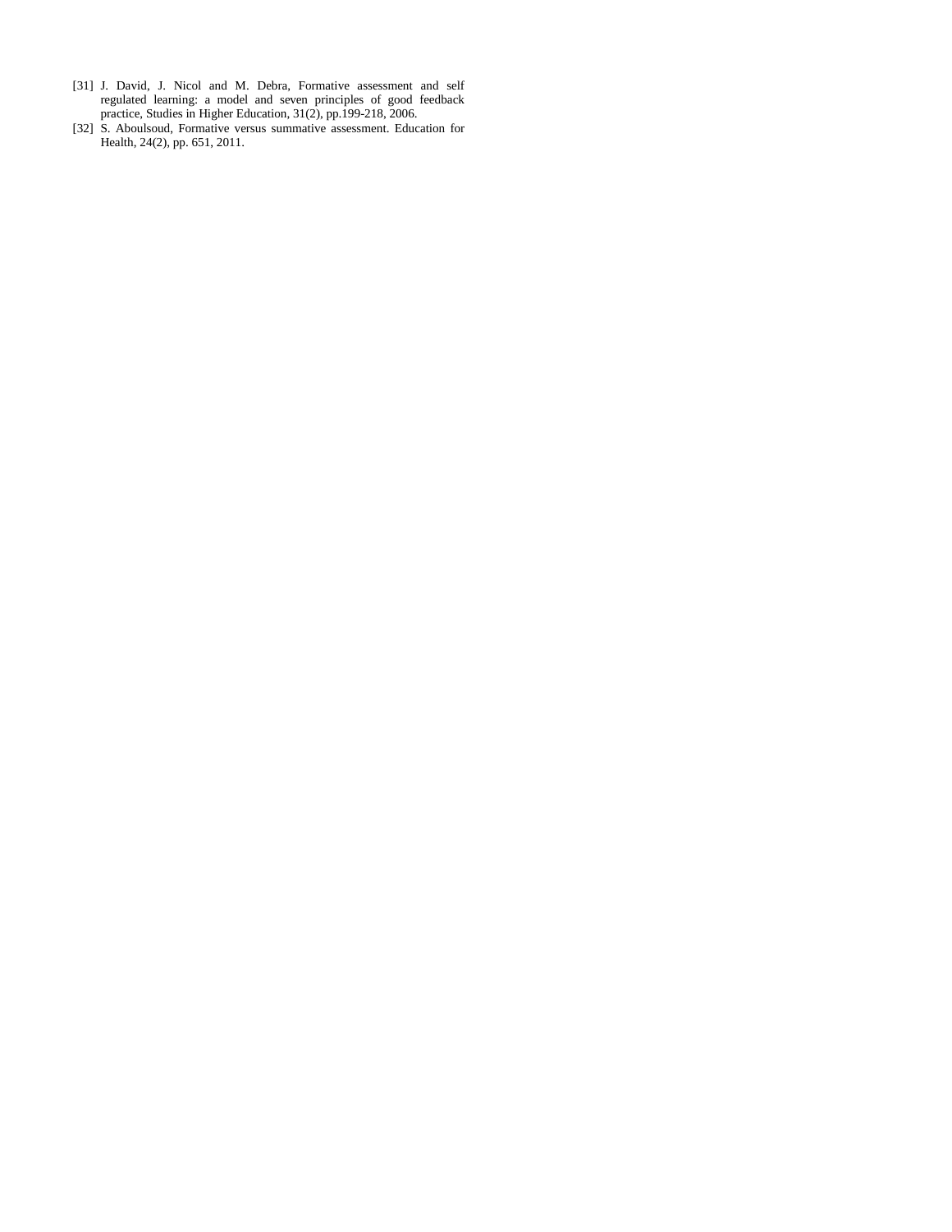[31] J. David, J. Nicol and M. Debra, Formative assessment and self regulated learning: a model and seven principles of good feedback practice, Studies in Higher Education, 31(2), pp.199-218, 2006.

[32] S. Aboulsoud, Formative versus summative assessment. Education for Health, 24(2), pp. 651, 2011.